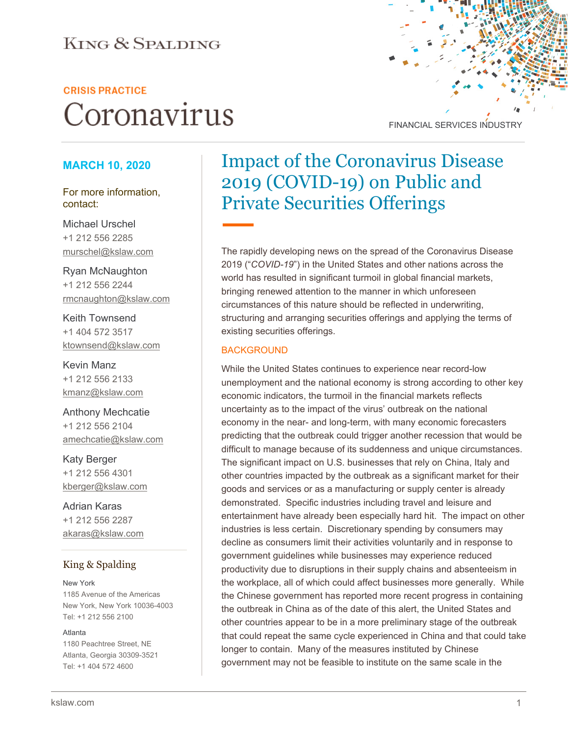KING & SPALDING

CRISIS PRACTICE

# Coronavirus

FINANCIAL SERVICES INDUSTRY

**MARCH 10, 2020**

For more information, contact:

Michael Urschel
+1 212 556 2285
murschel@kslaw.com

Ryan McNaughton
+1 212 556 2244
rmcnaughton@kslaw.com

Keith Townsend
+1 404 572 3517
ktownsend@kslaw.com

Kevin Manz
+1 212 556 2133
kmanz@kslaw.com

Anthony Mechcatie
+1 212 556 2104
amechcatie@kslaw.com

Katy Berger
+1 212 556 4301
kberger@kslaw.com

Adrian Karas
+1 212 556 2287
akaras@kslaw.com

King & Spalding

New York
1185 Avenue of the Americas
New York, New York 10036-4003
Tel: +1 212 556 2100

Atlanta
1180 Peachtree Street, NE
Atlanta, Georgia 30309-3521
Tel: +1 404 572 4600

# Impact of the Coronavirus Disease 2019 (COVID-19) on Public and Private Securities Offerings

The rapidly developing news on the spread of the Coronavirus Disease 2019 ("*COVID-19*") in the United States and other nations across the world has resulted in significant turmoil in global financial markets, bringing renewed attention to the manner in which unforeseen circumstances of this nature should be reflected in underwriting, structuring and arranging securities offerings and applying the terms of existing securities offerings.

## BACKGROUND

While the United States continues to experience near record-low unemployment and the national economy is strong according to other key economic indicators, the turmoil in the financial markets reflects uncertainty as to the impact of the virus' outbreak on the national economy in the near- and long-term, with many economic forecasters predicting that the outbreak could trigger another recession that would be difficult to manage because of its suddenness and unique circumstances. The significant impact on U.S. businesses that rely on China, Italy and other countries impacted by the outbreak as a significant market for their goods and services or as a manufacturing or supply center is already demonstrated. Specific industries including travel and leisure and entertainment have already been especially hard hit. The impact on other industries is less certain. Discretionary spending by consumers may decline as consumers limit their activities voluntarily and in response to government guidelines while businesses may experience reduced productivity due to disruptions in their supply chains and absenteeism in the workplace, all of which could affect businesses more generally. While the Chinese government has reported more recent progress in containing the outbreak in China as of the date of this alert, the United States and other countries appear to be in a more preliminary stage of the outbreak that could repeat the same cycle experienced in China and that could take longer to contain. Many of the measures instituted by Chinese government may not be feasible to institute on the same scale in the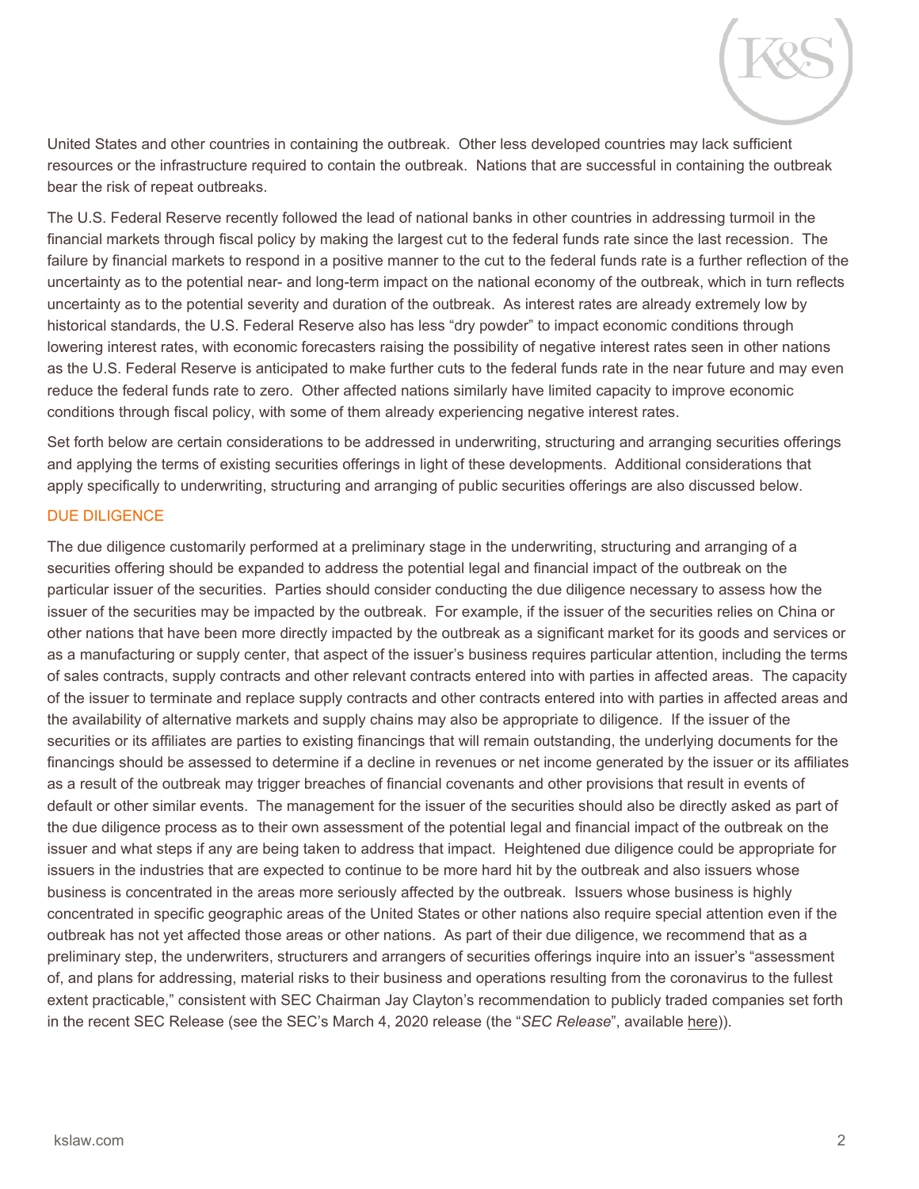United States and other countries in containing the outbreak. Other less developed countries may lack sufficient resources or the infrastructure required to contain the outbreak. Nations that are successful in containing the outbreak bear the risk of repeat outbreaks.

The U.S. Federal Reserve recently followed the lead of national banks in other countries in addressing turmoil in the financial markets through fiscal policy by making the largest cut to the federal funds rate since the last recession. The failure by financial markets to respond in a positive manner to the cut to the federal funds rate is a further reflection of the uncertainty as to the potential near- and long-term impact on the national economy of the outbreak, which in turn reflects uncertainty as to the potential severity and duration of the outbreak. As interest rates are already extremely low by historical standards, the U.S. Federal Reserve also has less "dry powder" to impact economic conditions through lowering interest rates, with economic forecasters raising the possibility of negative interest rates seen in other nations as the U.S. Federal Reserve is anticipated to make further cuts to the federal funds rate in the near future and may even reduce the federal funds rate to zero. Other affected nations similarly have limited capacity to improve economic conditions through fiscal policy, with some of them already experiencing negative interest rates.

Set forth below are certain considerations to be addressed in underwriting, structuring and arranging securities offerings and applying the terms of existing securities offerings in light of these developments. Additional considerations that apply specifically to underwriting, structuring and arranging of public securities offerings are also discussed below.

## DUE DILIGENCE

The due diligence customarily performed at a preliminary stage in the underwriting, structuring and arranging of a securities offering should be expanded to address the potential legal and financial impact of the outbreak on the particular issuer of the securities. Parties should consider conducting the due diligence necessary to assess how the issuer of the securities may be impacted by the outbreak. For example, if the issuer of the securities relies on China or other nations that have been more directly impacted by the outbreak as a significant market for its goods and services or as a manufacturing or supply center, that aspect of the issuer's business requires particular attention, including the terms of sales contracts, supply contracts and other relevant contracts entered into with parties in affected areas. The capacity of the issuer to terminate and replace supply contracts and other contracts entered into with parties in affected areas and the availability of alternative markets and supply chains may also be appropriate to diligence. If the issuer of the securities or its affiliates are parties to existing financings that will remain outstanding, the underlying documents for the financings should be assessed to determine if a decline in revenues or net income generated by the issuer or its affiliates as a result of the outbreak may trigger breaches of financial covenants and other provisions that result in events of default or other similar events. The management for the issuer of the securities should also be directly asked as part of the due diligence process as to their own assessment of the potential legal and financial impact of the outbreak on the issuer and what steps if any are being taken to address that impact. Heightened due diligence could be appropriate for issuers in the industries that are expected to continue to be more hard hit by the outbreak and also issuers whose business is concentrated in the areas more seriously affected by the outbreak. Issuers whose business is highly concentrated in specific geographic areas of the United States or other nations also require special attention even if the outbreak has not yet affected those areas or other nations. As part of their due diligence, we recommend that as a preliminary step, the underwriters, structurers and arrangers of securities offerings inquire into an issuer's "assessment of, and plans for addressing, material risks to their business and operations resulting from the coronavirus to the fullest extent practicable," consistent with SEC Chairman Jay Clayton's recommendation to publicly traded companies set forth in the recent SEC Release (see the SEC's March 4, 2020 release (the "*SEC Release*", available here)).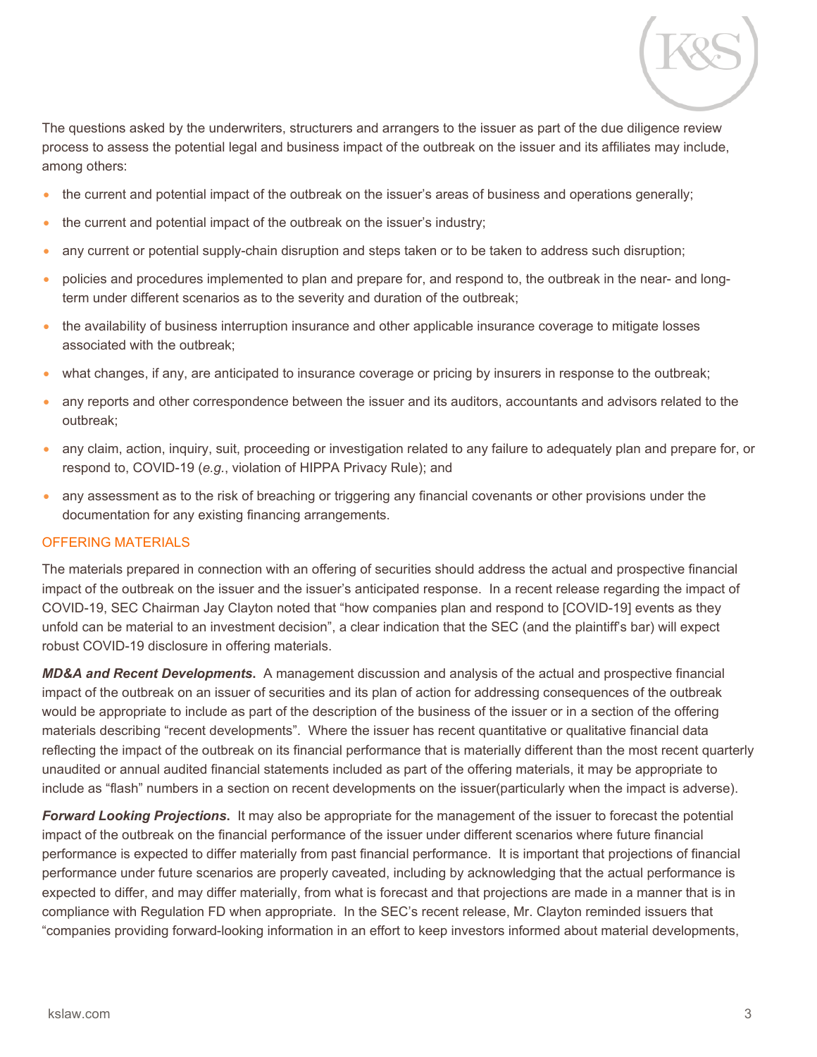The questions asked by the underwriters, structurers and arrangers to the issuer as part of the due diligence review process to assess the potential legal and business impact of the outbreak on the issuer and its affiliates may include, among others:

- the current and potential impact of the outbreak on the issuer's areas of business and operations generally;
- the current and potential impact of the outbreak on the issuer's industry;
- any current or potential supply-chain disruption and steps taken or to be taken to address such disruption;
- policies and procedures implemented to plan and prepare for, and respond to, the outbreak in the near- and long-term under different scenarios as to the severity and duration of the outbreak;
- the availability of business interruption insurance and other applicable insurance coverage to mitigate losses associated with the outbreak;
- what changes, if any, are anticipated to insurance coverage or pricing by insurers in response to the outbreak;
- any reports and other correspondence between the issuer and its auditors, accountants and advisors related to the outbreak;
- any claim, action, inquiry, suit, proceeding or investigation related to any failure to adequately plan and prepare for, or respond to, COVID-19 (*e.g.*, violation of HIPPA Privacy Rule); and
- any assessment as to the risk of breaching or triggering any financial covenants or other provisions under the documentation for any existing financing arrangements.

## OFFERING MATERIALS

The materials prepared in connection with an offering of securities should address the actual and prospective financial impact of the outbreak on the issuer and the issuer's anticipated response. In a recent release regarding the impact of COVID-19, SEC Chairman Jay Clayton noted that "how companies plan and respond to [COVID-19] events as they unfold can be material to an investment decision", a clear indication that the SEC (and the plaintiff's bar) will expect robust COVID-19 disclosure in offering materials.

***MD&A and Recent Developments.*** A management discussion and analysis of the actual and prospective financial impact of the outbreak on an issuer of securities and its plan of action for addressing consequences of the outbreak would be appropriate to include as part of the description of the business of the issuer or in a section of the offering materials describing "recent developments". Where the issuer has recent quantitative or qualitative financial data reflecting the impact of the outbreak on its financial performance that is materially different than the most recent quarterly unaudited or annual audited financial statements included as part of the offering materials, it may be appropriate to include as "flash" numbers in a section on recent developments on the issuer(particularly when the impact is adverse).

***Forward Looking Projections.*** It may also be appropriate for the management of the issuer to forecast the potential impact of the outbreak on the financial performance of the issuer under different scenarios where future financial performance is expected to differ materially from past financial performance. It is important that projections of financial performance under future scenarios are properly caveated, including by acknowledging that the actual performance is expected to differ, and may differ materially, from what is forecast and that projections are made in a manner that is in compliance with Regulation FD when appropriate. In the SEC's recent release, Mr. Clayton reminded issuers that "companies providing forward-looking information in an effort to keep investors informed about material developments,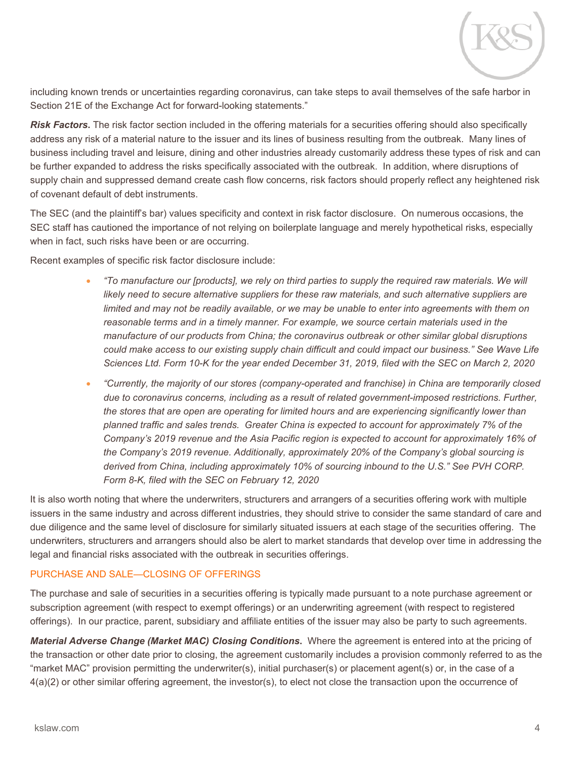including known trends or uncertainties regarding coronavirus, can take steps to avail themselves of the safe harbor in Section 21E of the Exchange Act for forward-looking statements."

***Risk Factors*.** The risk factor section included in the offering materials for a securities offering should also specifically address any risk of a material nature to the issuer and its lines of business resulting from the outbreak. Many lines of business including travel and leisure, dining and other industries already customarily address these types of risk and can be further expanded to address the risks specifically associated with the outbreak. In addition, where disruptions of supply chain and suppressed demand create cash flow concerns, risk factors should properly reflect any heightened risk of covenant default of debt instruments.

The SEC (and the plaintiff's bar) values specificity and context in risk factor disclosure. On numerous occasions, the SEC staff has cautioned the importance of not relying on boilerplate language and merely hypothetical risks, especially when in fact, such risks have been or are occurring.

Recent examples of specific risk factor disclosure include:

- *"To manufacture our [products], we rely on third parties to supply the required raw materials. We will likely need to secure alternative suppliers for these raw materials, and such alternative suppliers are limited and may not be readily available, or we may be unable to enter into agreements with them on reasonable terms and in a timely manner. For example, we source certain materials used in the manufacture of our products from China; the coronavirus outbreak or other similar global disruptions could make access to our existing supply chain difficult and could impact our business." See Wave Life Sciences Ltd. Form 10-K for the year ended December 31, 2019, filed with the SEC on March 2, 2020*
- *"Currently, the majority of our stores (company-operated and franchise) in China are temporarily closed due to coronavirus concerns, including as a result of related government-imposed restrictions. Further, the stores that are open are operating for limited hours and are experiencing significantly lower than planned traffic and sales trends. Greater China is expected to account for approximately 7% of the Company's 2019 revenue and the Asia Pacific region is expected to account for approximately 16% of the Company's 2019 revenue. Additionally, approximately 20% of the Company's global sourcing is derived from China, including approximately 10% of sourcing inbound to the U.S." See PVH CORP. Form 8-K, filed with the SEC on February 12, 2020*

It is also worth noting that where the underwriters, structurers and arrangers of a securities offering work with multiple issuers in the same industry and across different industries, they should strive to consider the same standard of care and due diligence and the same level of disclosure for similarly situated issuers at each stage of the securities offering. The underwriters, structurers and arrangers should also be alert to market standards that develop over time in addressing the legal and financial risks associated with the outbreak in securities offerings.

## PURCHASE AND SALE—CLOSING OF OFFERINGS

The purchase and sale of securities in a securities offering is typically made pursuant to a note purchase agreement or subscription agreement (with respect to exempt offerings) or an underwriting agreement (with respect to registered offerings). In our practice, parent, subsidiary and affiliate entities of the issuer may also be party to such agreements.

***Material Adverse Change (Market MAC) Closing Conditions*.** Where the agreement is entered into at the pricing of the transaction or other date prior to closing, the agreement customarily includes a provision commonly referred to as the "market MAC" provision permitting the underwriter(s), initial purchaser(s) or placement agent(s) or, in the case of a 4(a)(2) or other similar offering agreement, the investor(s), to elect not close the transaction upon the occurrence of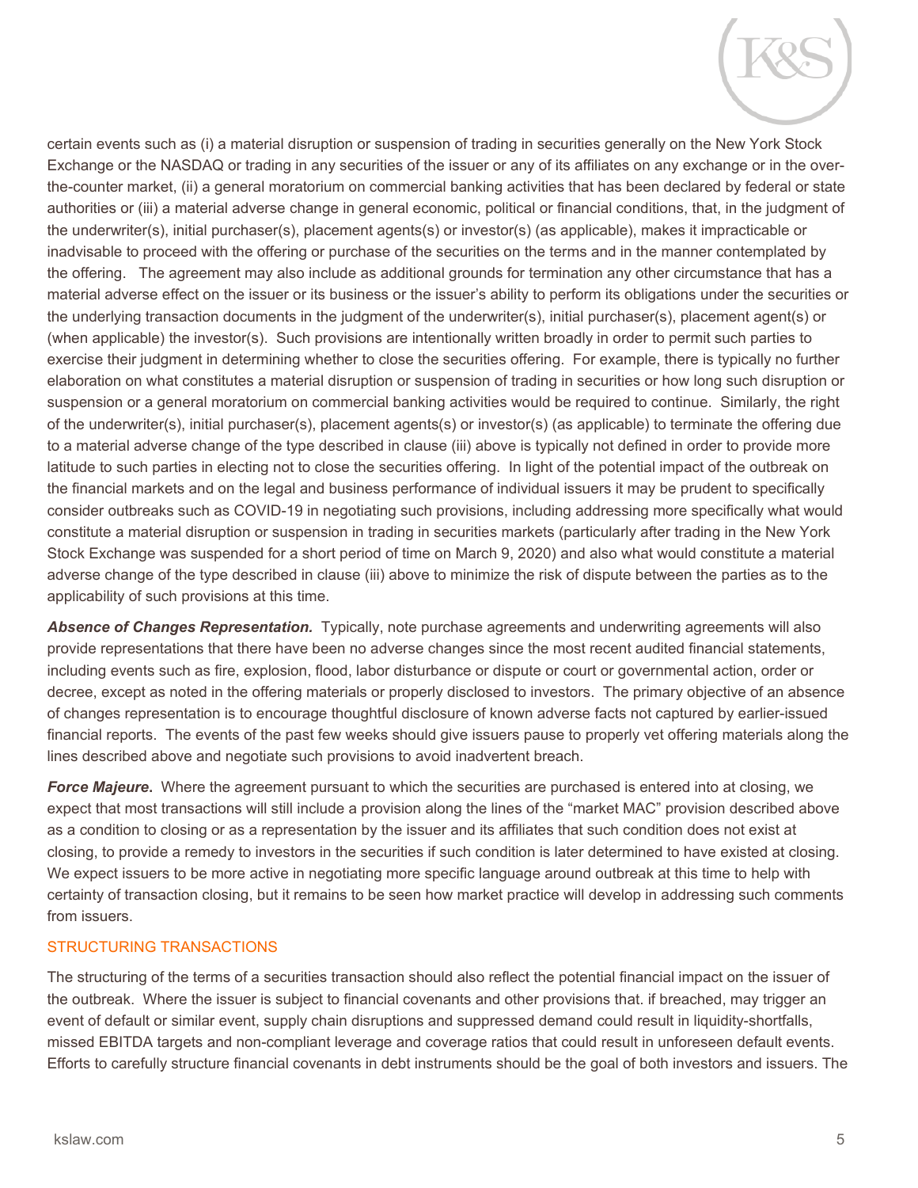certain events such as (i) a material disruption or suspension of trading in securities generally on the New York Stock Exchange or the NASDAQ or trading in any securities of the issuer or any of its affiliates on any exchange or in the over-the-counter market, (ii) a general moratorium on commercial banking activities that has been declared by federal or state authorities or (iii) a material adverse change in general economic, political or financial conditions, that, in the judgment of the underwriter(s), initial purchaser(s), placement agents(s) or investor(s) (as applicable), makes it impracticable or inadvisable to proceed with the offering or purchase of the securities on the terms and in the manner contemplated by the offering. The agreement may also include as additional grounds for termination any other circumstance that has a material adverse effect on the issuer or its business or the issuer's ability to perform its obligations under the securities or the underlying transaction documents in the judgment of the underwriter(s), initial purchaser(s), placement agent(s) or (when applicable) the investor(s). Such provisions are intentionally written broadly in order to permit such parties to exercise their judgment in determining whether to close the securities offering. For example, there is typically no further elaboration on what constitutes a material disruption or suspension of trading in securities or how long such disruption or suspension or a general moratorium on commercial banking activities would be required to continue. Similarly, the right of the underwriter(s), initial purchaser(s), placement agents(s) or investor(s) (as applicable) to terminate the offering due to a material adverse change of the type described in clause (iii) above is typically not defined in order to provide more latitude to such parties in electing not to close the securities offering. In light of the potential impact of the outbreak on the financial markets and on the legal and business performance of individual issuers it may be prudent to specifically consider outbreaks such as COVID-19 in negotiating such provisions, including addressing more specifically what would constitute a material disruption or suspension in trading in securities markets (particularly after trading in the New York Stock Exchange was suspended for a short period of time on March 9, 2020) and also what would constitute a material adverse change of the type described in clause (iii) above to minimize the risk of dispute between the parties as to the applicability of such provisions at this time.

***Absence of Changes Representation.*** Typically, note purchase agreements and underwriting agreements will also provide representations that there have been no adverse changes since the most recent audited financial statements, including events such as fire, explosion, flood, labor disturbance or dispute or court or governmental action, order or decree, except as noted in the offering materials or properly disclosed to investors. The primary objective of an absence of changes representation is to encourage thoughtful disclosure of known adverse facts not captured by earlier-issued financial reports. The events of the past few weeks should give issuers pause to properly vet offering materials along the lines described above and negotiate such provisions to avoid inadvertent breach.

***Force Majeure*****.** Where the agreement pursuant to which the securities are purchased is entered into at closing, we expect that most transactions will still include a provision along the lines of the "market MAC" provision described above as a condition to closing or as a representation by the issuer and its affiliates that such condition does not exist at closing, to provide a remedy to investors in the securities if such condition is later determined to have existed at closing. We expect issuers to be more active in negotiating more specific language around outbreak at this time to help with certainty of transaction closing, but it remains to be seen how market practice will develop in addressing such comments from issuers.

## STRUCTURING TRANSACTIONS

The structuring of the terms of a securities transaction should also reflect the potential financial impact on the issuer of the outbreak. Where the issuer is subject to financial covenants and other provisions that. if breached, may trigger an event of default or similar event, supply chain disruptions and suppressed demand could result in liquidity-shortfalls, missed EBITDA targets and non-compliant leverage and coverage ratios that could result in unforeseen default events. Efforts to carefully structure financial covenants in debt instruments should be the goal of both investors and issuers. The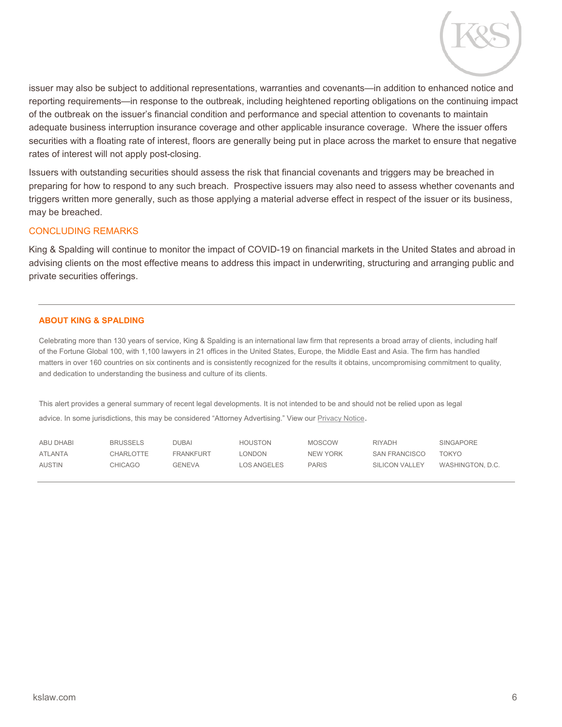issuer may also be subject to additional representations, warranties and covenants—in addition to enhanced notice and reporting requirements—in response to the outbreak, including heightened reporting obligations on the continuing impact of the outbreak on the issuer's financial condition and performance and special attention to covenants to maintain adequate business interruption insurance coverage and other applicable insurance coverage. Where the issuer offers securities with a floating rate of interest, floors are generally being put in place across the market to ensure that negative rates of interest will not apply post-closing.

Issuers with outstanding securities should assess the risk that financial covenants and triggers may be breached in preparing for how to respond to any such breach. Prospective issuers may also need to assess whether covenants and triggers written more generally, such as those applying a material adverse effect in respect of the issuer or its business, may be breached.

## CONCLUDING REMARKS

King & Spalding will continue to monitor the impact of COVID-19 on financial markets in the United States and abroad in advising clients on the most effective means to address this impact in underwriting, structuring and arranging public and private securities offerings.

---

### ABOUT KING & SPALDING

Celebrating more than 130 years of service, King & Spalding is an international law firm that represents a broad array of clients, including half of the Fortune Global 100, with 1,100 lawyers in 21 offices in the United States, Europe, the Middle East and Asia. The firm has handled matters in over 160 countries on six continents and is consistently recognized for the results it obtains, uncompromising commitment to quality, and dedication to understanding the business and culture of its clients.

This alert provides a general summary of recent legal developments. It is not intended to be and should not be relied upon as legal advice. In some jurisdictions, this may be considered "Attorney Advertising." View our Privacy Notice.

| | | | | | | |
|---|---|---|---|---|---|---|
| ABU DHABI | BRUSSELS | DUBAI | HOUSTON | MOSCOW | RIYADH | SINGAPORE |
| ATLANTA | CHARLOTTE | FRANKFURT | LONDON | NEW YORK | SAN FRANCISCO | TOKYO |
| AUSTIN | CHICAGO | GENEVA | LOS ANGELES | PARIS | SILICON VALLEY | WASHINGTON, D.C. |